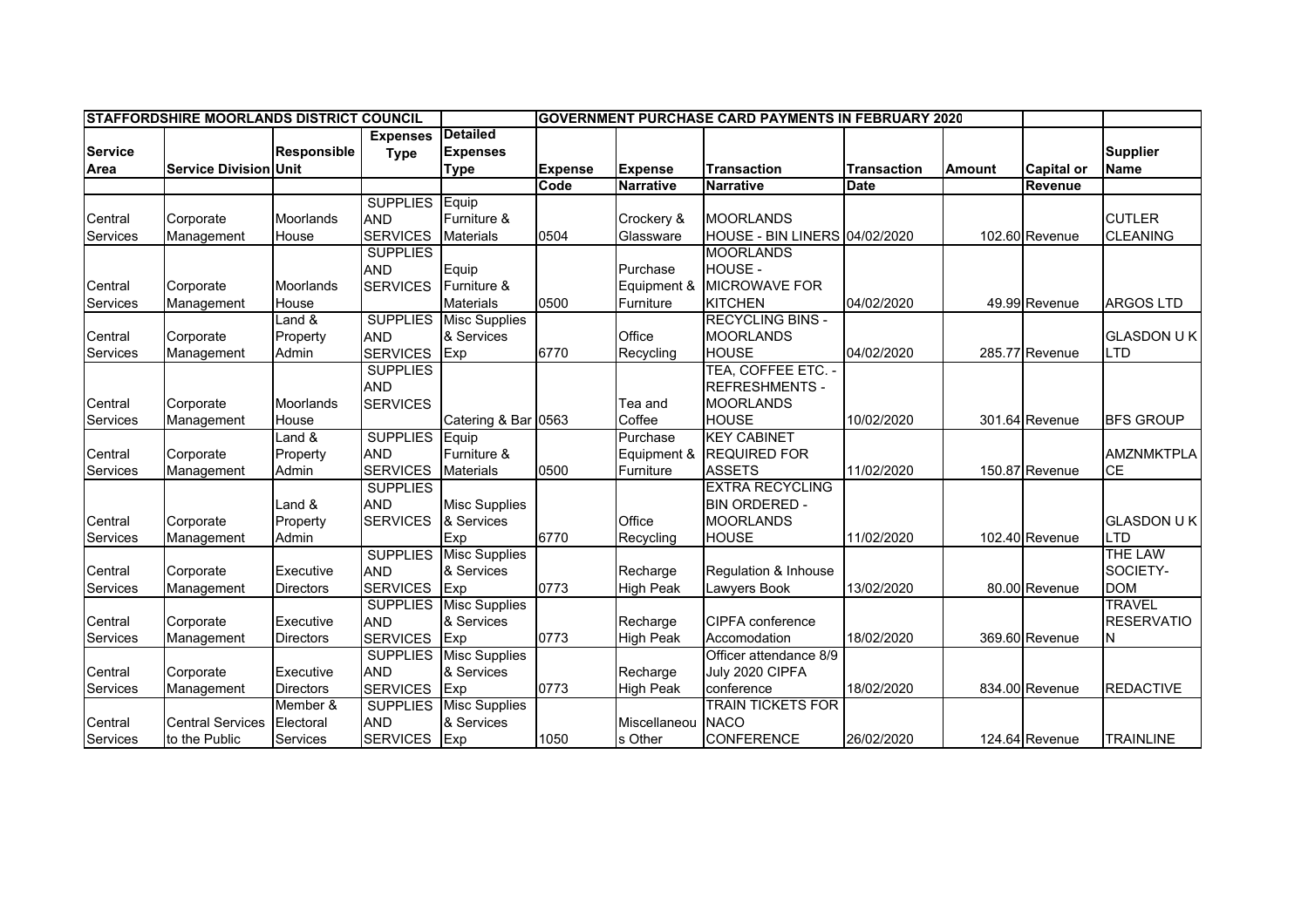| STAFFORDSHIRE MOORLANDS DISTRICT COUNCIL | | | | | GOVERNMENT PURCHASE CARD PAYMENTS IN FEBRUARY 2020 | | | | | | |
|---|---|---|---|---|---|---|---|---|---|---|---|
| Service Area | Service Division | Responsible Unit | Expenses Type | Detailed Expenses Type | Expense Code | Expense Narrative | Transaction Narrative | Transaction Date | Amount | Capital or Revenue | Supplier Name |
| Central Services | Corporate Management | Moorlands House | SUPPLIES AND SERVICES | Equip Furniture & Materials | 0504 | Crockery & Glassware | MOORLANDS HOUSE - BIN LINERS | 04/02/2020 | 102.60 | Revenue | CUTLER CLEANING |
| Central Services | Corporate Management | Moorlands House | SUPPLIES AND SERVICES | Equip Furniture & Materials | 0500 | Purchase Equipment & Furniture | MOORLANDS HOUSE - MICROWAVE FOR KITCHEN | 04/02/2020 | 49.99 | Revenue | ARGOS LTD |
| Central Services | Corporate Management | Land & Property Admin | SUPPLIES AND SERVICES | Misc Supplies & Services Exp | 6770 | Office Recycling | RECYCLING BINS - MOORLANDS HOUSE | 04/02/2020 | 285.77 | Revenue | GLASDON U K LTD |
| Central Services | Corporate Management | Moorlands House | SUPPLIES AND SERVICES | Catering & Bar | 0563 | Tea and Coffee | TEA, COFFEE ETC. - REFRESHMENTS - MOORLANDS HOUSE | 10/02/2020 | 301.64 | Revenue | BFS GROUP |
| Central Services | Corporate Management | Land & Property Admin | SUPPLIES AND SERVICES | Equip Furniture & Materials | 0500 | Purchase Equipment & Furniture | KEY CABINET REQUIRED FOR ASSETS | 11/02/2020 | 150.87 | Revenue | AMZNMKTPLACE |
| Central Services | Corporate Management | Land & Property Admin | SUPPLIES AND SERVICES | Misc Supplies & Services Exp | 6770 | Office Recycling | EXTRA RECYCLING BIN ORDERED - MOORLANDS HOUSE | 11/02/2020 | 102.40 | Revenue | GLASDON U K LTD |
| Central Services | Corporate Management | Executive Directors | SUPPLIES AND SERVICES | Misc Supplies & Services Exp | 0773 | Recharge High Peak | Regulation & Inhouse Lawyers Book | 13/02/2020 | 80.00 | Revenue | THE LAW SOCIETY-DOM |
| Central Services | Corporate Management | Executive Directors | SUPPLIES AND SERVICES | Misc Supplies & Services Exp | 0773 | Recharge High Peak | CIPFA conference Accomodation | 18/02/2020 | 369.60 | Revenue | TRAVEL RESERVATION |
| Central Services | Corporate Management | Executive Directors | SUPPLIES AND SERVICES | Misc Supplies & Services Exp | 0773 | Recharge High Peak | Officer attendance 8/9 July 2020 CIPFA conference | 18/02/2020 | 834.00 | Revenue | REDACTIVE |
| Central Services | Central Services to the Public | Member & Electoral Services | SUPPLIES AND SERVICES | Misc Supplies & Services Exp | 1050 | Miscellaneous Other | TRAIN TICKETS FOR NACO CONFERENCE | 26/02/2020 | 124.64 | Revenue | TRAINLINE |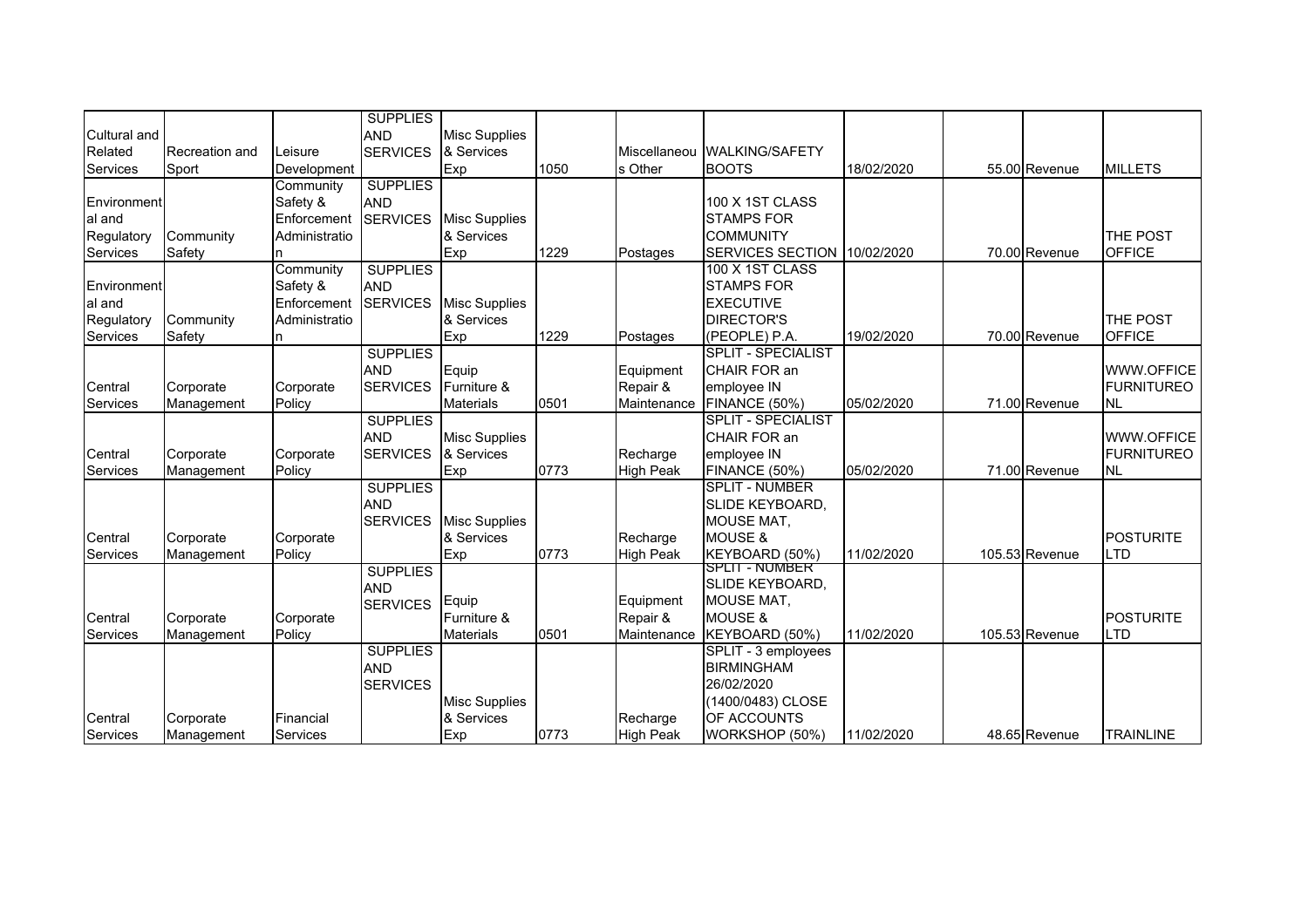| Cultural and Related Services | Recreation and Sport | Leisure Development | SUPPLIES AND SERVICES | Misc Supplies & Services Exp | 1050 | Miscellaneous Other | WALKING/SAFETY BOOTS | 18/02/2020 | 55.00 | Revenue | MILLETS |
|---|---|---|---|---|---|---|---|---|---|---|---|
| Environmental and Regulatory Services | Community Safety | Community Safety & Enforcement Administration | SUPPLIES AND SERVICES | Misc Supplies & Services Exp | 1229 | Postages | 100 X 1ST CLASS STAMPS FOR COMMUNITY SERVICES SECTION | 10/02/2020 | 70.00 | Revenue | THE POST OFFICE |
| Environmental and Regulatory Services | Community Safety | Community Safety & Enforcement Administration | SUPPLIES AND SERVICES | Misc Supplies & Services Exp | 1229 | Postages | 100 X 1ST CLASS STAMPS FOR EXECUTIVE DIRECTOR'S (PEOPLE) P.A. | 19/02/2020 | 70.00 | Revenue | THE POST OFFICE |
| Central Services | Corporate Management | Corporate Policy | SUPPLIES AND SERVICES | Equip Furniture & Materials | 0501 | Equipment Repair & Maintenance | SPLIT - SPECIALIST CHAIR FOR an employee IN FINANCE (50%) | 05/02/2020 | 71.00 | Revenue | WWW.OFFICEFURNITUREONL |
| Central Services | Corporate Management | Corporate Policy | SUPPLIES AND SERVICES | Misc Supplies & Services Exp | 0773 | Recharge High Peak | SPLIT - SPECIALIST CHAIR FOR an employee IN FINANCE (50%) | 05/02/2020 | 71.00 | Revenue | WWW.OFFICEFURNITUREONL |
| Central Services | Corporate Management | Corporate Policy | SUPPLIES AND SERVICES | Misc Supplies & Services Exp | 0773 | Recharge High Peak | SPLIT - NUMBER SLIDE KEYBOARD, MOUSE MAT, MOUSE & KEYBOARD (50%) | 11/02/2020 | 105.53 | Revenue | POSTURITE LTD |
| Central Services | Corporate Management | Corporate Policy | SUPPLIES AND SERVICES | Equip Furniture & Materials | 0501 | Equipment Repair & Maintenance | SPLIT - NUMBER SLIDE KEYBOARD, MOUSE MAT, MOUSE & KEYBOARD (50%) | 11/02/2020 | 105.53 | Revenue | POSTURITE LTD |
| Central Services | Corporate Management | Financial Services | SUPPLIES AND SERVICES | Misc Supplies & Services Exp | 0773 | Recharge High Peak | SPLIT - 3 employees BIRMINGHAM 26/02/2020 (1400/0483) CLOSE OF ACCOUNTS WORKSHOP (50%) | 11/02/2020 | 48.65 | Revenue | TRAINLINE |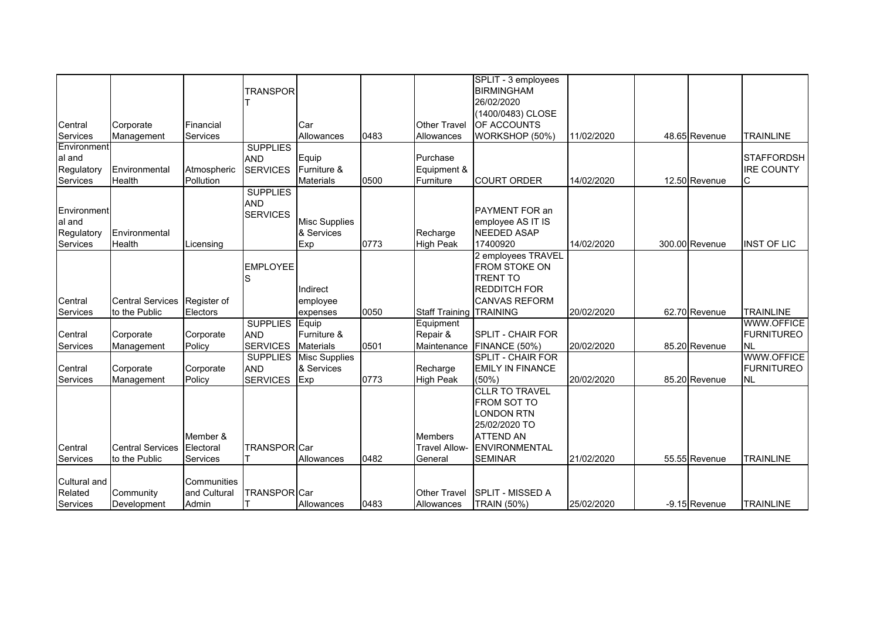| | | | | | | | | | | | |
|---|---|---|---|---|---|---|---|---|---|---|---|
| Central Services | Corporate Management | Financial Services | TRANSPORT | Car Allowances | 0483 | Other Travel Allowances | SPLIT - 3 employees BIRMINGHAM 26/02/2020 (1400/0483) CLOSE OF ACCOUNTS WORKSHOP (50%) | 11/02/2020 | 48.65 | Revenue | TRAINLINE |
| Environmental and Regulatory Services | Environmental Health | Atmospheric Pollution | SUPPLIES AND SERVICES | Equip Furniture & Materials | 0500 | Purchase Equipment & Furniture | COURT ORDER | 14/02/2020 | 12.50 | Revenue | STAFFORDSHIRE COUNTY C |
| Environmental and Regulatory Services | Environmental Health | Licensing | SUPPLIES AND SERVICES | Misc Supplies & Services Exp | 0773 | Recharge High Peak | PAYMENT FOR an employee AS IT IS NEEDED ASAP 17400920 | 14/02/2020 | 300.00 | Revenue | INST OF LIC |
| Central Services | Central Services to the Public | Register of Electors | EMPLOYEES | Indirect employee expenses | 0050 | Staff Training | 2 employees TRAVEL FROM STOKE ON TRENT TO REDDITCH FOR CANVAS REFORM TRAINING | 20/02/2020 | 62.70 | Revenue | TRAINLINE |
| Central Services | Corporate Management | Corporate Policy | SUPPLIES AND SERVICES | Equip Furniture & Materials | 0501 | Equipment Repair & Maintenance | SPLIT - CHAIR FOR FINANCE (50%) | 20/02/2020 | 85.20 | Revenue | WWW.OFFICEFURNITUREONL |
| Central Services | Corporate Management | Corporate Policy | SUPPLIES AND SERVICES | Misc Supplies & Services Exp | 0773 | Recharge High Peak | SPLIT - CHAIR FOR EMILY IN FINANCE (50%) | 20/02/2020 | 85.20 | Revenue | WWW.OFFICEFURNITUREONL |
| Central Services | Central Services to the Public | Member & Electoral Services | TRANSPORT | Car Allowances | 0482 | Members Travel Allow-General | CLLR TO TRAVEL FROM SOT TO LONDON RTN 25/02/2020 TO ATTEND AN ENVIRONMENTAL SEMINAR | 21/02/2020 | 55.55 | Revenue | TRAINLINE |
| Cultural and Related Services | Community Development | Communities and Cultural Admin | TRANSPORT | Car Allowances | 0483 | Other Travel Allowances | SPLIT - MISSED A TRAIN (50%) | 25/02/2020 | -9.15 | Revenue | TRAINLINE |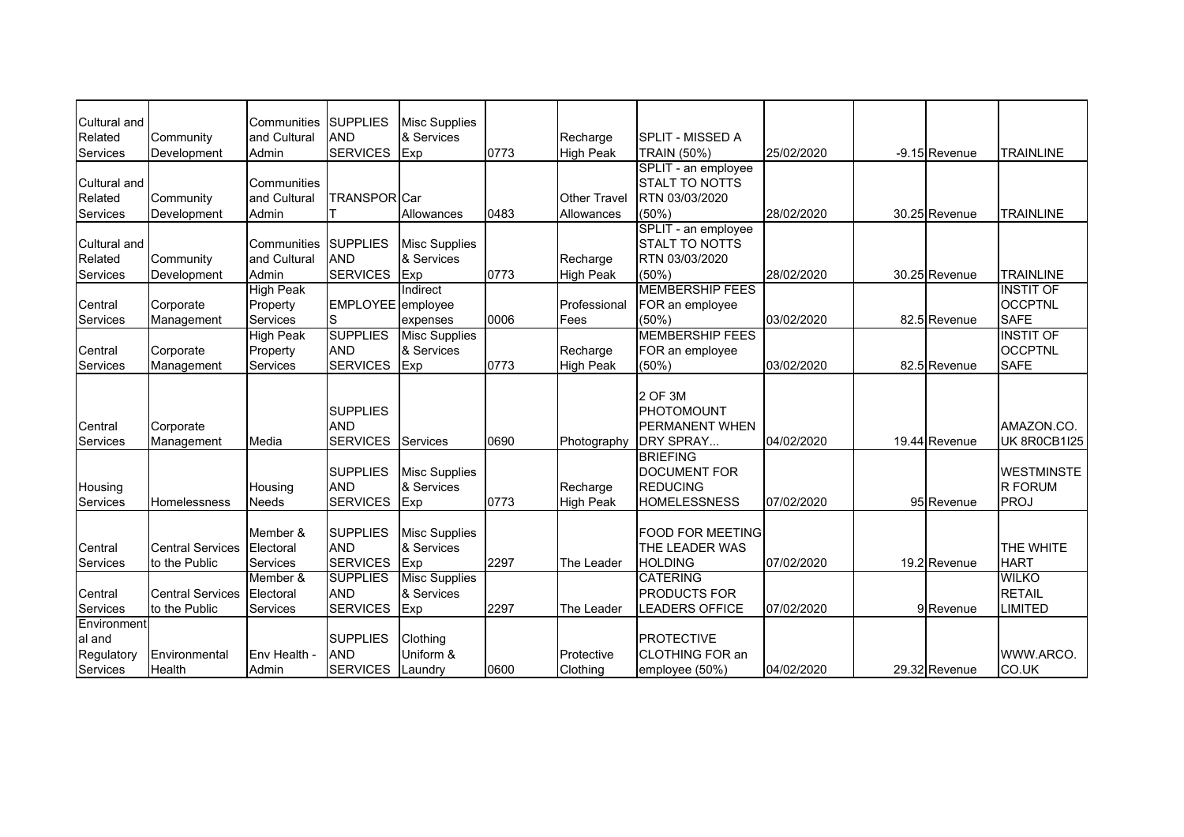| | | | | | | | | | | | |
|---|---|---|---|---|---|---|---|---|---|---|---|
| Cultural and Related Services | Community Development | Communities and Cultural Admin | SUPPLIES AND SERVICES | Misc Supplies & Services Exp | 0773 | Recharge High Peak | SPLIT - MISSED A TRAIN (50%) | 25/02/2020 | -9.15 | Revenue | TRAINLINE |
| Cultural and Related Services | Community Development | Communities and Cultural Admin | TRANSPORT | Car Allowances | 0483 | Other Travel Allowances | SPLIT - an employee STALT TO NOTTS RTN 03/03/2020 (50%) | 28/02/2020 | 30.25 | Revenue | TRAINLINE |
| Cultural and Related Services | Community Development | Communities and Cultural Admin | SUPPLIES AND SERVICES | Misc Supplies & Services Exp | 0773 | Recharge High Peak | SPLIT - an employee STALT TO NOTTS RTN 03/03/2020 (50%) | 28/02/2020 | 30.25 | Revenue | TRAINLINE |
| Central Services | Corporate Management | High Peak Property Services | EMPLOYEES | Indirect employee expenses | 0006 | Professional Fees | MEMBERSHIP FEES FOR an employee (50%) | 03/02/2020 | 82.5 | Revenue | INSTIT OF OCCPTNL SAFE |
| Central Services | Corporate Management | High Peak Property Services | SUPPLIES AND SERVICES | Misc Supplies & Services Exp | 0773 | Recharge High Peak | MEMBERSHIP FEES FOR an employee (50%) | 03/02/2020 | 82.5 | Revenue | INSTIT OF OCCPTNL SAFE |
| Central Services | Corporate Management | Media | SUPPLIES AND SERVICES | Services | 0690 | Photography | 2 OF 3M PHOTOMOUNT PERMANENT WHEN DRY SPRAY... | 04/02/2020 | 19.44 | Revenue | AMAZON.CO.UK 8R0CB1I25 |
| Housing Services | Homelessness | Housing Needs | SUPPLIES AND SERVICES | Misc Supplies & Services Exp | 0773 | Recharge High Peak | BRIEFING DOCUMENT FOR REDUCING HOMELESSNESS | 07/02/2020 | 95 | Revenue | WESTMINSTER FORUM PROJ |
| Central Services | Central Services to the Public | Member & Electoral Services | SUPPLIES AND SERVICES | Misc Supplies & Services Exp | 2297 | The Leader | FOOD FOR MEETING THE LEADER WAS HOLDING | 07/02/2020 | 19.2 | Revenue | THE WHITE HART |
| Central Services | Central Services to the Public | Member & Electoral Services | SUPPLIES AND SERVICES | Misc Supplies & Services Exp | 2297 | The Leader | CATERING PRODUCTS FOR LEADERS OFFICE | 07/02/2020 | 9 | Revenue | WILKO RETAIL LIMITED |
| Environmental and Regulatory Services | Environmental Health | Env Health - Admin | SUPPLIES AND SERVICES | Clothing Uniform & Laundry | 0600 | Protective Clothing | PROTECTIVE CLOTHING FOR an employee (50%) | 04/02/2020 | 29.32 | Revenue | WWW.ARCO.CO.UK |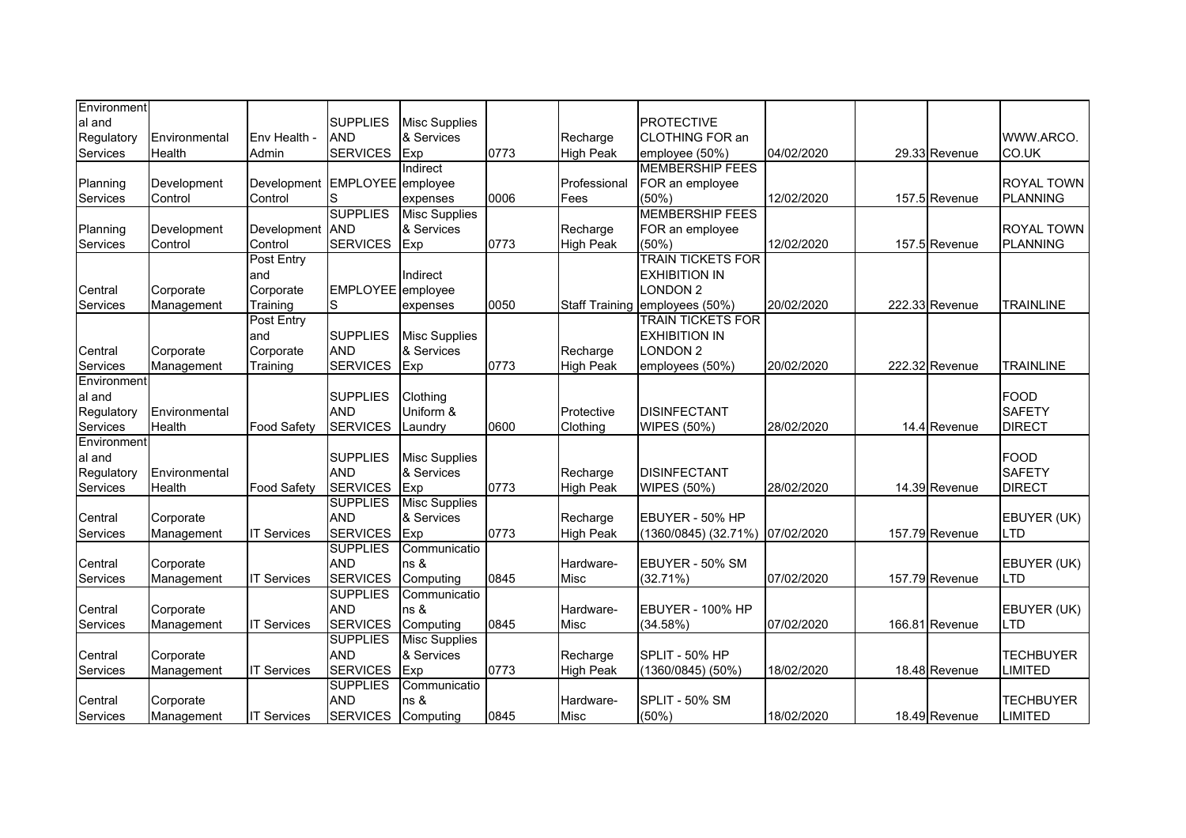| | | | | | | | | | | | |
|---|---|---|---|---|---|---|---|---|---|---|---|
| Environmental and Regulatory Services | Environmental Health | Env Health - Admin | SUPPLIES AND SERVICES | Misc Supplies & Services Exp | 0773 | Recharge High Peak | PROTECTIVE CLOTHING FOR an employee (50%) | 04/02/2020 | 29.33 | Revenue | WWW.ARCO.CO.UK |
| Planning Services | Development Control | Development Control | EMPLOYEES | Indirect employee expenses | 0006 | Professional Fees | MEMBERSHIP FEES FOR an employee (50%) | 12/02/2020 | 157.5 | Revenue | ROYAL TOWN PLANNING |
| Planning Services | Development Control | Development Control | SUPPLIES AND SERVICES | Misc Supplies & Services Exp | 0773 | Recharge High Peak | MEMBERSHIP FEES FOR an employee (50%) | 12/02/2020 | 157.5 | Revenue | ROYAL TOWN PLANNING |
| Central Services | Corporate Management | Post Entry and Corporate Training | EMPLOYEES | Indirect employee expenses | 0050 | Staff Training | TRAIN TICKETS FOR EXHIBITION IN LONDON 2 employees (50%) | 20/02/2020 | 222.33 | Revenue | TRAINLINE |
| Central Services | Corporate Management | Post Entry and Corporate Training | SUPPLIES AND SERVICES | Misc Supplies & Services Exp | 0773 | Recharge High Peak | TRAIN TICKETS FOR EXHIBITION IN LONDON 2 employees (50%) | 20/02/2020 | 222.32 | Revenue | TRAINLINE |
| Environmental and Regulatory Services | Environmental Health | Food Safety | SUPPLIES AND SERVICES | Clothing Uniform & Laundry | 0600 | Protective Clothing | DISINFECTANT WIPES (50%) | 28/02/2020 | 14.4 | Revenue | FOOD SAFETY DIRECT |
| Environmental and Regulatory Services | Environmental Health | Food Safety | SUPPLIES AND SERVICES | Misc Supplies & Services Exp | 0773 | Recharge High Peak | DISINFECTANT WIPES (50%) | 28/02/2020 | 14.39 | Revenue | FOOD SAFETY DIRECT |
| Central Services | Corporate Management | IT Services | SUPPLIES AND SERVICES | Misc Supplies & Services Exp | 0773 | Recharge High Peak | EBUYER - 50% HP (1360/0845) (32.71%) | 07/02/2020 | 157.79 | Revenue | EBUYER (UK) LTD |
| Central Services | Corporate Management | IT Services | SUPPLIES AND SERVICES | Communications & Computing | 0845 | Hardware-Misc | EBUYER - 50% SM (32.71%) | 07/02/2020 | 157.79 | Revenue | EBUYER (UK) LTD |
| Central Services | Corporate Management | IT Services | SUPPLIES AND SERVICES | Communications & Computing | 0845 | Hardware-Misc | EBUYER - 100% HP (34.58%) | 07/02/2020 | 166.81 | Revenue | EBUYER (UK) LTD |
| Central Services | Corporate Management | IT Services | SUPPLIES AND SERVICES | Misc Supplies & Services Exp | 0773 | Recharge High Peak | SPLIT - 50% HP (1360/0845) (50%) | 18/02/2020 | 18.48 | Revenue | TECHBUYER LIMITED |
| Central Services | Corporate Management | IT Services | SUPPLIES AND SERVICES | Communications & Computing | 0845 | Hardware-Misc | SPLIT - 50% SM (50%) | 18/02/2020 | 18.49 | Revenue | TECHBUYER LIMITED |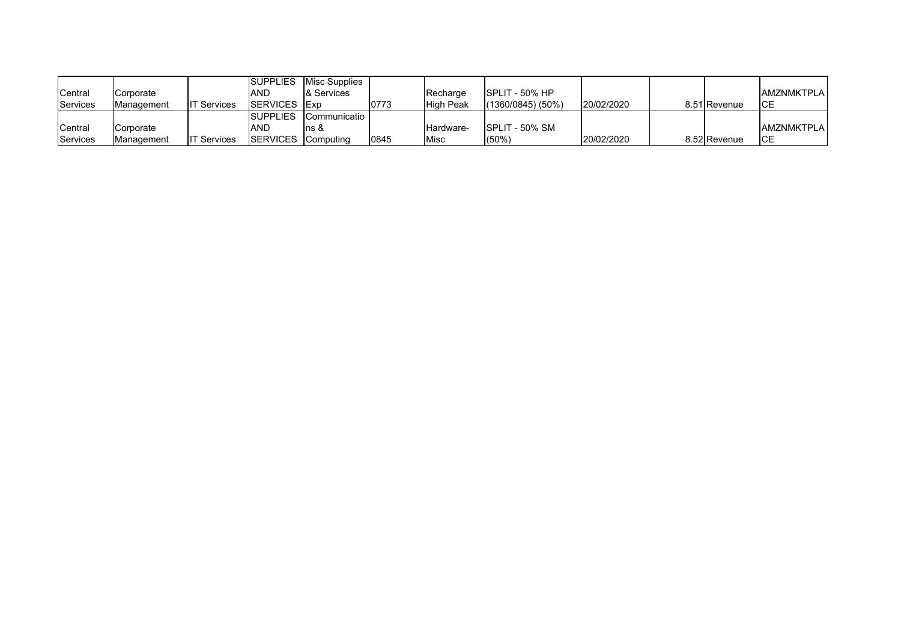| | | | | | | | | | | | | |
|---|---|---|---|---|---|---|---|---|---|---|---|---|
| Central Services | Corporate Management | IT Services | SUPPLIES AND SERVICES | Misc Supplies & Services Exp | 0773 | Recharge High Peak | SPLIT - 50% HP (1360/0845) (50%) | 20/02/2020 | | 8.51 | Revenue | AMZNMKTPLACE |
| Central Services | Corporate Management | IT Services | SUPPLIES AND SERVICES | Communications & Computing | 0845 | Hardware-Misc | SPLIT - 50% SM (50%) | 20/02/2020 | | 8.52 | Revenue | AMZNMKTPLACE |